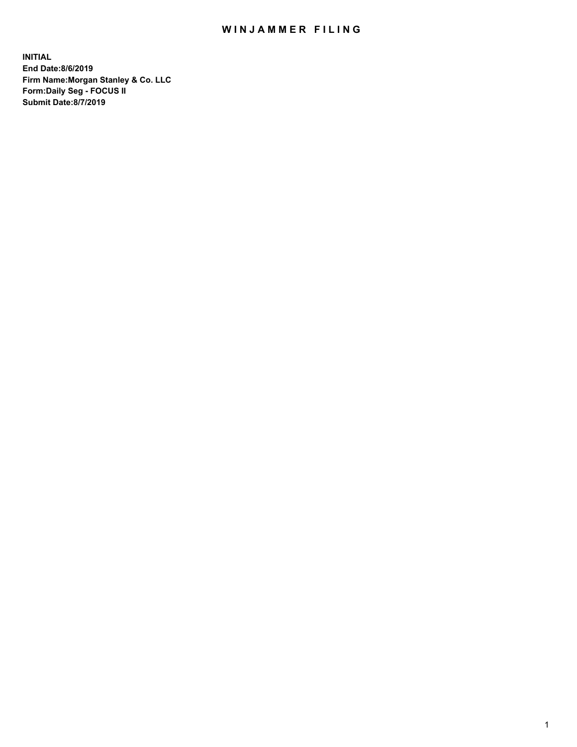# WINJAMMER FILING

**INITIAL**
**End Date:8/6/2019**
**Firm Name:Morgan Stanley & Co. LLC**
**Form:Daily Seg - FOCUS II**
**Submit Date:8/7/2019**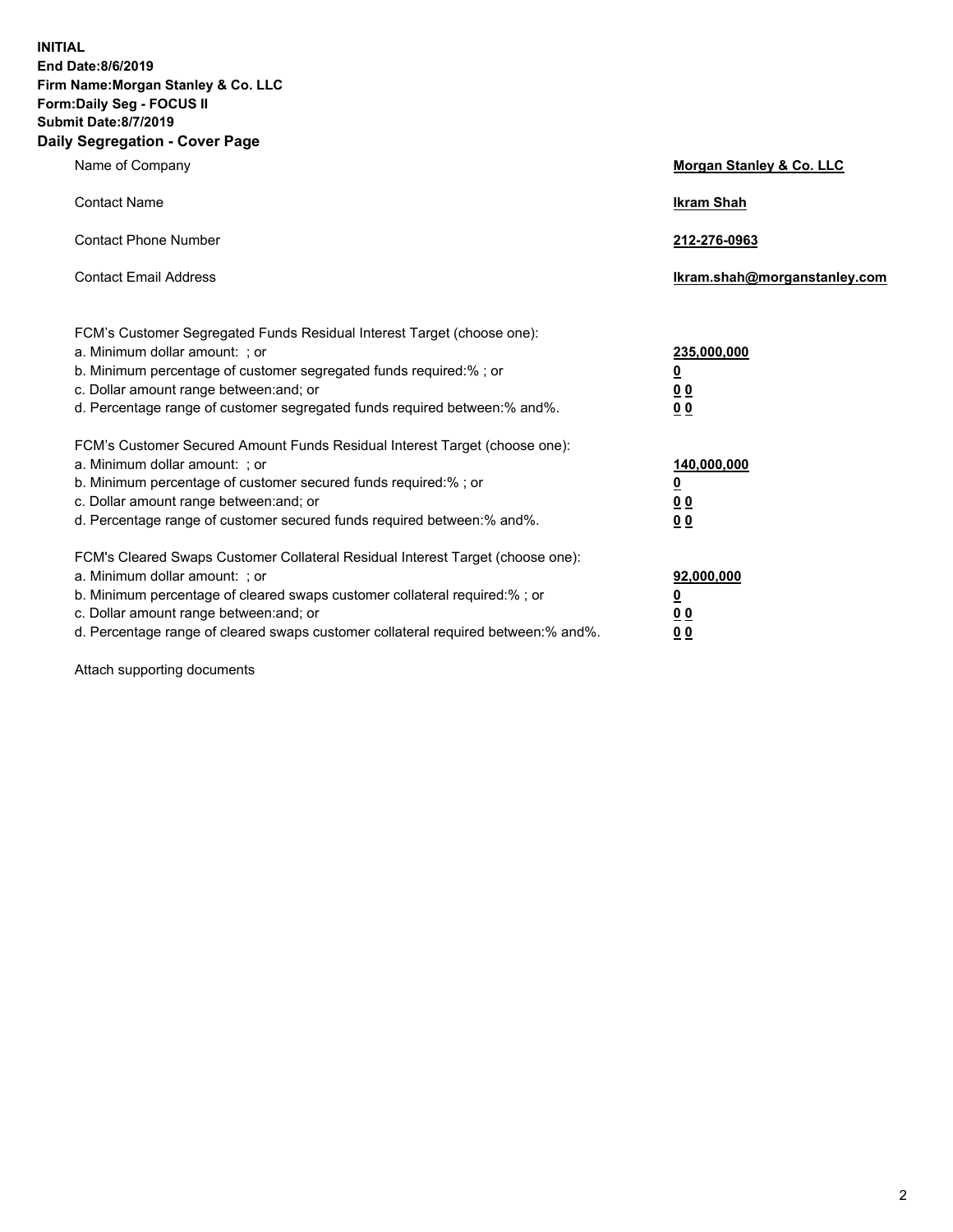**INITIAL**
**End Date:8/6/2019**
**Firm Name:Morgan Stanley & Co. LLC**
**Form:Daily Seg - FOCUS II**
**Submit Date:8/7/2019**

## Daily Segregation - Cover Page

| | |
|---|---|
| Name of Company | **Morgan Stanley & Co. LLC** |
| Contact Name | **Ikram Shah** |
| Contact Phone Number | **212-276-0963** |
| Contact Email Address | **Ikram.shah@morganstanley.com** |

| | |
|---|---|
| FCM's Customer Segregated Funds Residual Interest Target (choose one): | |
| a. Minimum dollar amount: ; or | **235,000,000** |
| b. Minimum percentage of customer segregated funds required:% ; or | **0** |
| c. Dollar amount range between:and; or | **0 0** |
| d. Percentage range of customer segregated funds required between:% and%. | **0 0** |
| FCM's Customer Secured Amount Funds Residual Interest Target (choose one): | |
| a. Minimum dollar amount: ; or | **140,000,000** |
| b. Minimum percentage of customer secured funds required:% ; or | **0** |
| c. Dollar amount range between:and; or | **0 0** |
| d. Percentage range of customer secured funds required between:% and%. | **0 0** |
| FCM's Cleared Swaps Customer Collateral Residual Interest Target (choose one): | |
| a. Minimum dollar amount: ; or | **92,000,000** |
| b. Minimum percentage of cleared swaps customer collateral required:% ; or | **0** |
| c. Dollar amount range between:and; or | **0 0** |
| d. Percentage range of cleared swaps customer collateral required between:% and%. | **0 0** |

Attach supporting documents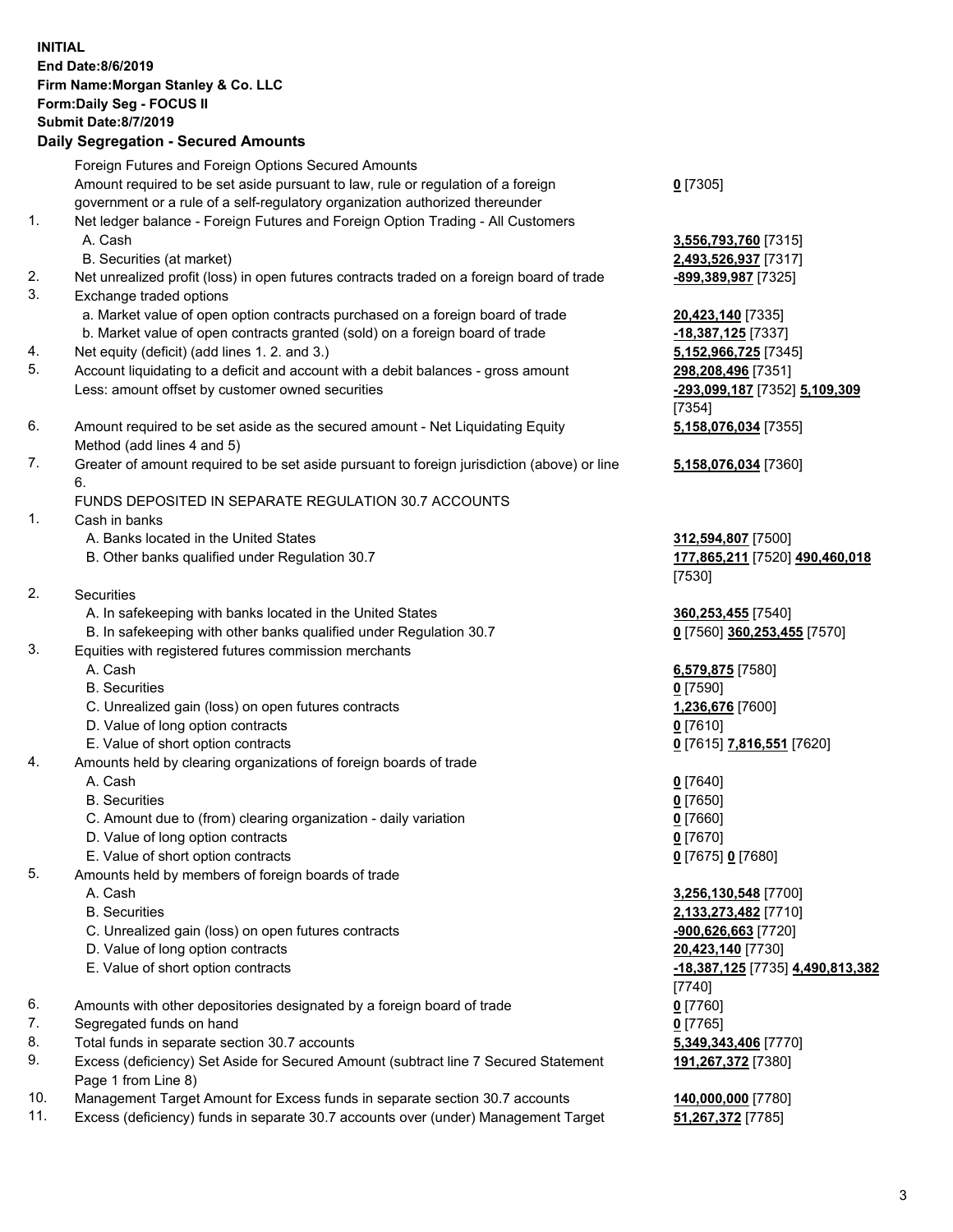**INITIAL**
**End Date:8/6/2019**
**Firm Name:Morgan Stanley & Co. LLC**
**Form:Daily Seg - FOCUS II**
**Submit Date:8/7/2019**

## Daily Segregation - Secured Amounts

| | | |
|---|---|---|
| | Foreign Futures and Foreign Options Secured Amounts | |
| | Amount required to be set aside pursuant to law, rule or regulation of a foreign government or a rule of a self-regulatory organization authorized thereunder | **0** [7305] |
| 1. | Net ledger balance - Foreign Futures and Foreign Option Trading - All Customers | |
| | A. Cash | **3,556,793,760** [7315] |
| | B. Securities (at market) | **2,493,526,937** [7317] |
| 2. | Net unrealized profit (loss) in open futures contracts traded on a foreign board of trade | **-899,389,987** [7325] |
| 3. | Exchange traded options | |
| | a. Market value of open option contracts purchased on a foreign board of trade | **20,423,140** [7335] |
| | b. Market value of open contracts granted (sold) on a foreign board of trade | **-18,387,125** [7337] |
| 4. | Net equity (deficit) (add lines 1. 2. and 3.) | **5,152,966,725** [7345] |
| 5. | Account liquidating to a deficit and account with a debit balances - gross amount | **298,208,496** [7351] |
| | Less: amount offset by customer owned securities | **-293,099,187** [7352] **5,109,309** [7354] |
| 6. | Amount required to be set aside as the secured amount - Net Liquidating Equity Method (add lines 4 and 5) | **5,158,076,034** [7355] |
| 7. | Greater of amount required to be set aside pursuant to foreign jurisdiction (above) or line 6. | **5,158,076,034** [7360] |
| | FUNDS DEPOSITED IN SEPARATE REGULATION 30.7 ACCOUNTS | |
| 1. | Cash in banks | |
| | A. Banks located in the United States | **312,594,807** [7500] |
| | B. Other banks qualified under Regulation 30.7 | **177,865,211** [7520] **490,460,018** [7530] |
| 2. | Securities | |
| | A. In safekeeping with banks located in the United States | **360,253,455** [7540] |
| | B. In safekeeping with other banks qualified under Regulation 30.7 | **0** [7560] **360,253,455** [7570] |
| 3. | Equities with registered futures commission merchants | |
| | A. Cash | **6,579,875** [7580] |
| | B. Securities | **0** [7590] |
| | C. Unrealized gain (loss) on open futures contracts | **1,236,676** [7600] |
| | D. Value of long option contracts | **0** [7610] |
| | E. Value of short option contracts | **0** [7615] **7,816,551** [7620] |
| 4. | Amounts held by clearing organizations of foreign boards of trade | |
| | A. Cash | **0** [7640] |
| | B. Securities | **0** [7650] |
| | C. Amount due to (from) clearing organization - daily variation | **0** [7660] |
| | D. Value of long option contracts | **0** [7670] |
| | E. Value of short option contracts | **0** [7675] **0** [7680] |
| 5. | Amounts held by members of foreign boards of trade | |
| | A. Cash | **3,256,130,548** [7700] |
| | B. Securities | **2,133,273,482** [7710] |
| | C. Unrealized gain (loss) on open futures contracts | **-900,626,663** [7720] |
| | D. Value of long option contracts | **20,423,140** [7730] |
| | E. Value of short option contracts | **-18,387,125** [7735] **4,490,813,382** [7740] |
| 6. | Amounts with other depositories designated by a foreign board of trade | **0** [7760] |
| 7. | Segregated funds on hand | **0** [7765] |
| 8. | Total funds in separate section 30.7 accounts | **5,349,343,406** [7770] |
| 9. | Excess (deficiency) Set Aside for Secured Amount (subtract line 7 Secured Statement Page 1 from Line 8) | **191,267,372** [7380] |
| 10. | Management Target Amount for Excess funds in separate section 30.7 accounts | **140,000,000** [7780] |
| 11. | Excess (deficiency) funds in separate 30.7 accounts over (under) Management Target | **51,267,372** [7785] |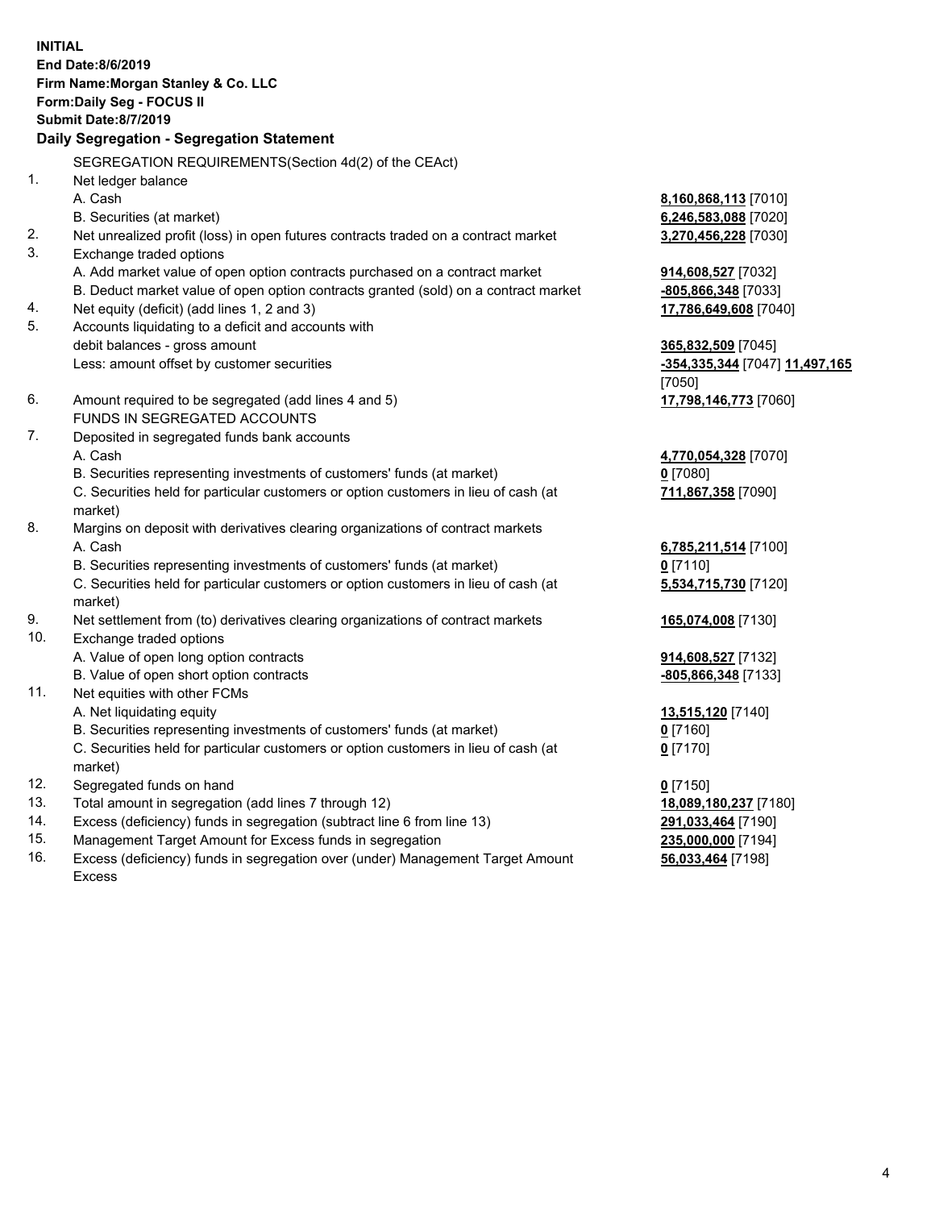**INITIAL**
**End Date:8/6/2019**
**Firm Name:Morgan Stanley & Co. LLC**
**Form:Daily Seg - FOCUS II**
**Submit Date:8/7/2019**

**Daily Segregation - Segregation Statement**

SEGREGATION REQUIREMENTS(Section 4d(2) of the CEAct)

| | | |
|---|---|---|
| 1. | Net ledger balance | |
| | A. Cash | **8,160,868,113** [7010] |
| | B. Securities (at market) | **6,246,583,088** [7020] |
| 2. | Net unrealized profit (loss) in open futures contracts traded on a contract market | **3,270,456,228** [7030] |
| 3. | Exchange traded options | |
| | A. Add market value of open option contracts purchased on a contract market | **914,608,527** [7032] |
| | B. Deduct market value of open option contracts granted (sold) on a contract market | **-805,866,348** [7033] |
| 4. | Net equity (deficit) (add lines 1, 2 and 3) | **17,786,649,608** [7040] |
| 5. | Accounts liquidating to a deficit and accounts with debit balances - gross amount | **365,832,509** [7045] |
| | Less: amount offset by customer securities | **-354,335,344** [7047] **11,497,165** [7050] |
| 6. | Amount required to be segregated (add lines 4 and 5) | **17,798,146,773** [7060] |
| | FUNDS IN SEGREGATED ACCOUNTS | |
| 7. | Deposited in segregated funds bank accounts | |
| | A. Cash | **4,770,054,328** [7070] |
| | B. Securities representing investments of customers' funds (at market) | **0** [7080] |
| | C. Securities held for particular customers or option customers in lieu of cash (at market) | **711,867,358** [7090] |
| 8. | Margins on deposit with derivatives clearing organizations of contract markets | |
| | A. Cash | **6,785,211,514** [7100] |
| | B. Securities representing investments of customers' funds (at market) | **0** [7110] |
| | C. Securities held for particular customers or option customers in lieu of cash (at market) | **5,534,715,730** [7120] |
| 9. | Net settlement from (to) derivatives clearing organizations of contract markets | **165,074,008** [7130] |
| 10. | Exchange traded options | |
| | A. Value of open long option contracts | **914,608,527** [7132] |
| | B. Value of open short option contracts | **-805,866,348** [7133] |
| 11. | Net equities with other FCMs | |
| | A. Net liquidating equity | **13,515,120** [7140] |
| | B. Securities representing investments of customers' funds (at market) | **0** [7160] |
| | C. Securities held for particular customers or option customers in lieu of cash (at market) | **0** [7170] |
| 12. | Segregated funds on hand | **0** [7150] |
| 13. | Total amount in segregation (add lines 7 through 12) | **18,089,180,237** [7180] |
| 14. | Excess (deficiency) funds in segregation (subtract line 6 from line 13) | **291,033,464** [7190] |
| 15. | Management Target Amount for Excess funds in segregation | **235,000,000** [7194] |
| 16. | Excess (deficiency) funds in segregation over (under) Management Target Amount Excess | **56,033,464** [7198] |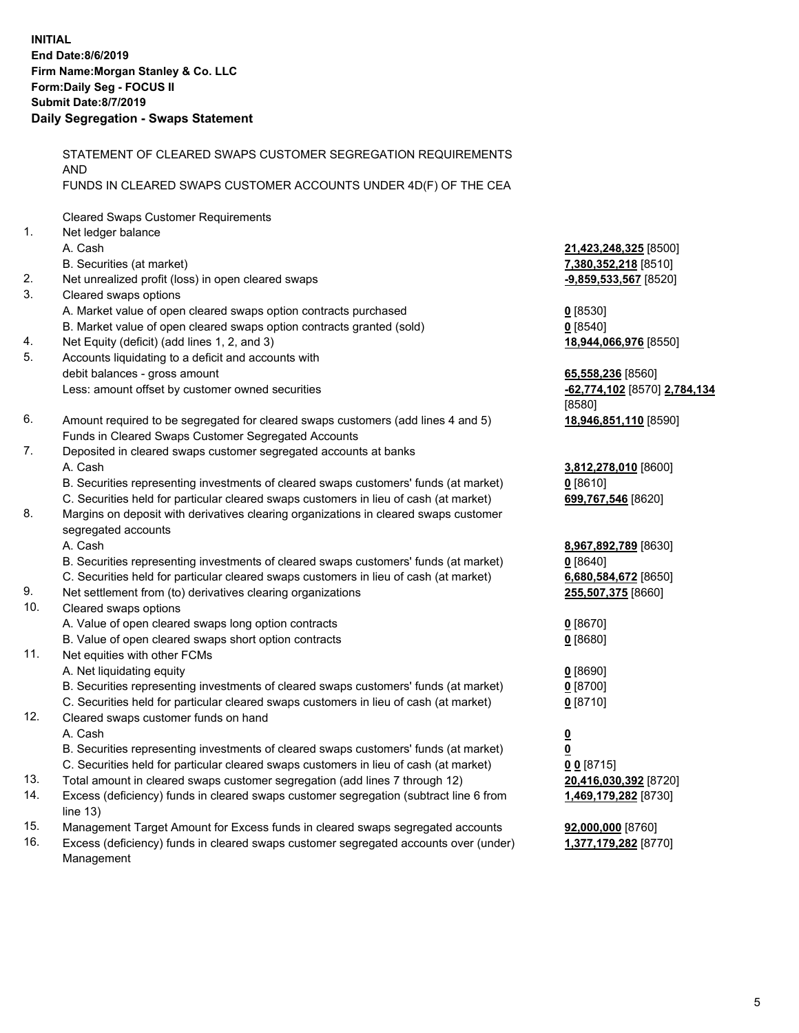**INITIAL**
**End Date:8/6/2019**
**Firm Name:Morgan Stanley & Co. LLC**
**Form:Daily Seg - FOCUS II**
**Submit Date:8/7/2019**
**Daily Segregation - Swaps Statement**

STATEMENT OF CLEARED SWAPS CUSTOMER SEGREGATION REQUIREMENTS AND FUNDS IN CLEARED SWAPS CUSTOMER ACCOUNTS UNDER 4D(F) OF THE CEA

| | | |
|---|---|---|
| | Cleared Swaps Customer Requirements | |
| 1. | Net ledger balance | |
| | A. Cash | **21,423,248,325** [8500] |
| | B. Securities (at market) | **7,380,352,218** [8510] |
| 2. | Net unrealized profit (loss) in open cleared swaps | **-9,859,533,567** [8520] |
| 3. | Cleared swaps options | |
| | A. Market value of open cleared swaps option contracts purchased | **0** [8530] |
| | B. Market value of open cleared swaps option contracts granted (sold) | **0** [8540] |
| 4. | Net Equity (deficit) (add lines 1, 2, and 3) | **18,944,066,976** [8550] |
| 5. | Accounts liquidating to a deficit and accounts with debit balances - gross amount | **65,558,236** [8560] |
| | Less: amount offset by customer owned securities | **-62,774,102** [8570] **2,784,134** [8580] |
| 6. | Amount required to be segregated for cleared swaps customers (add lines 4 and 5) | **18,946,851,110** [8590] |
| | Funds in Cleared Swaps Customer Segregated Accounts | |
| 7. | Deposited in cleared swaps customer segregated accounts at banks | |
| | A. Cash | **3,812,278,010** [8600] |
| | B. Securities representing investments of cleared swaps customers' funds (at market) | **0** [8610] |
| | C. Securities held for particular cleared swaps customers in lieu of cash (at market) | **699,767,546** [8620] |
| 8. | Margins on deposit with derivatives clearing organizations in cleared swaps customer segregated accounts | |
| | A. Cash | **8,967,892,789** [8630] |
| | B. Securities representing investments of cleared swaps customers' funds (at market) | **0** [8640] |
| | C. Securities held for particular cleared swaps customers in lieu of cash (at market) | **6,680,584,672** [8650] |
| 9. | Net settlement from (to) derivatives clearing organizations | **255,507,375** [8660] |
| 10. | Cleared swaps options | |
| | A. Value of open cleared swaps long option contracts | **0** [8670] |
| | B. Value of open cleared swaps short option contracts | **0** [8680] |
| 11. | Net equities with other FCMs | |
| | A. Net liquidating equity | **0** [8690] |
| | B. Securities representing investments of cleared swaps customers' funds (at market) | **0** [8700] |
| | C. Securities held for particular cleared swaps customers in lieu of cash (at market) | **0** [8710] |
| 12. | Cleared swaps customer funds on hand | |
| | A. Cash | **0** |
| | B. Securities representing investments of cleared swaps customers' funds (at market) | **0** |
| | C. Securities held for particular cleared swaps customers in lieu of cash (at market) | **0** **0** [8715] |
| 13. | Total amount in cleared swaps customer segregation (add lines 7 through 12) | **20,416,030,392** [8720] |
| 14. | Excess (deficiency) funds in cleared swaps customer segregation (subtract line 6 from line 13) | **1,469,179,282** [8730] |
| 15. | Management Target Amount for Excess funds in cleared swaps segregated accounts | **92,000,000** [8760] |
| 16. | Excess (deficiency) funds in cleared swaps customer segregated accounts over (under) Management | **1,377,179,282** [8770] |